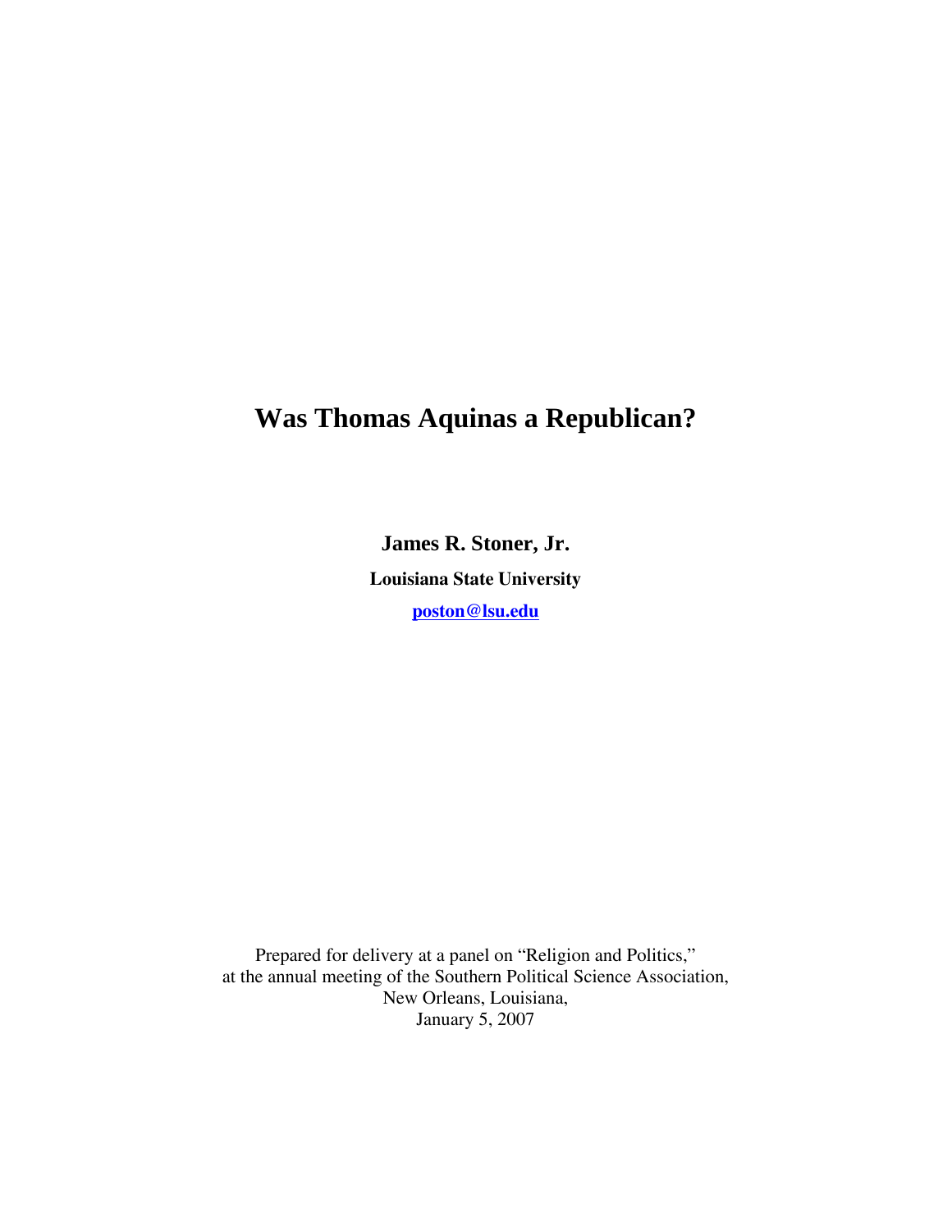# Was Thomas Aquinas a Republican?

**James R. Stoner, Jr.**

**Louisiana State University**

**[poston@lsu.edu](mailto:poston@lsu.edu)**

Prepared for delivery at a panel on "Religion and Politics,"
at the annual meeting of the Southern Political Science Association,
New Orleans, Louisiana,
January 5, 2007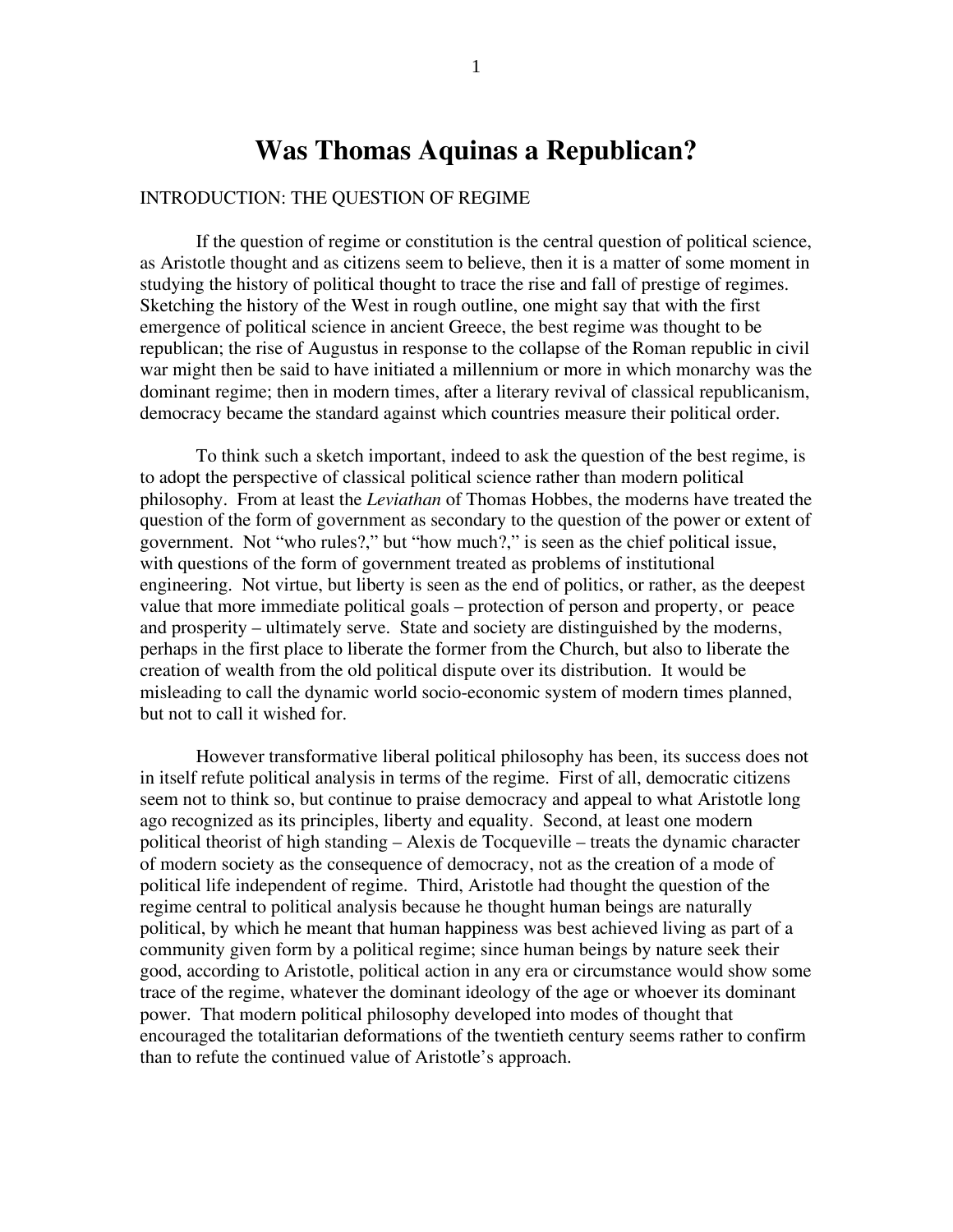# Was Thomas Aquinas a Republican?

INTRODUCTION: THE QUESTION OF REGIME

If the question of regime or constitution is the central question of political science, as Aristotle thought and as citizens seem to believe, then it is a matter of some moment in studying the history of political thought to trace the rise and fall of prestige of regimes. Sketching the history of the West in rough outline, one might say that with the first emergence of political science in ancient Greece, the best regime was thought to be republican; the rise of Augustus in response to the collapse of the Roman republic in civil war might then be said to have initiated a millennium or more in which monarchy was the dominant regime; then in modern times, after a literary revival of classical republicanism, democracy became the standard against which countries measure their political order.

To think such a sketch important, indeed to ask the question of the best regime, is to adopt the perspective of classical political science rather than modern political philosophy. From at least the *Leviathan* of Thomas Hobbes, the moderns have treated the question of the form of government as secondary to the question of the power or extent of government. Not "who rules?," but "how much?," is seen as the chief political issue, with questions of the form of government treated as problems of institutional engineering. Not virtue, but liberty is seen as the end of politics, or rather, as the deepest value that more immediate political goals – protection of person and property, or peace and prosperity – ultimately serve. State and society are distinguished by the moderns, perhaps in the first place to liberate the former from the Church, but also to liberate the creation of wealth from the old political dispute over its distribution. It would be misleading to call the dynamic world socio-economic system of modern times planned, but not to call it wished for.

However transformative liberal political philosophy has been, its success does not in itself refute political analysis in terms of the regime. First of all, democratic citizens seem not to think so, but continue to praise democracy and appeal to what Aristotle long ago recognized as its principles, liberty and equality. Second, at least one modern political theorist of high standing – Alexis de Tocqueville – treats the dynamic character of modern society as the consequence of democracy, not as the creation of a mode of political life independent of regime. Third, Aristotle had thought the question of the regime central to political analysis because he thought human beings are naturally political, by which he meant that human happiness was best achieved living as part of a community given form by a political regime; since human beings by nature seek their good, according to Aristotle, political action in any era or circumstance would show some trace of the regime, whatever the dominant ideology of the age or whoever its dominant power. That modern political philosophy developed into modes of thought that encouraged the totalitarian deformations of the twentieth century seems rather to confirm than to refute the continued value of Aristotle's approach.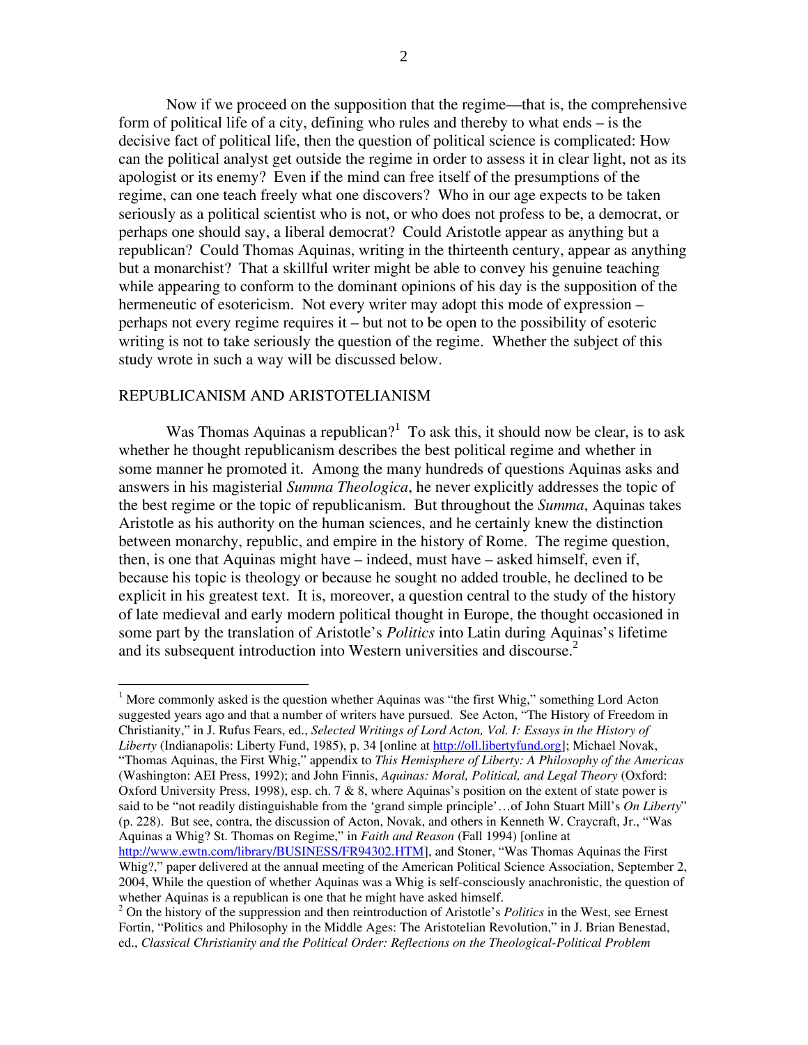Now if we proceed on the supposition that the regime—that is, the comprehensive form of political life of a city, defining who rules and thereby to what ends – is the decisive fact of political life, then the question of political science is complicated: How can the political analyst get outside the regime in order to assess it in clear light, not as its apologist or its enemy? Even if the mind can free itself of the presumptions of the regime, can one teach freely what one discovers? Who in our age expects to be taken seriously as a political scientist who is not, or who does not profess to be, a democrat, or perhaps one should say, a liberal democrat? Could Aristotle appear as anything but a republican? Could Thomas Aquinas, writing in the thirteenth century, appear as anything but a monarchist? That a skillful writer might be able to convey his genuine teaching while appearing to conform to the dominant opinions of his day is the supposition of the hermeneutic of esotericism. Not every writer may adopt this mode of expression – perhaps not every regime requires it – but not to be open to the possibility of esoteric writing is not to take seriously the question of the regime. Whether the subject of this study wrote in such a way will be discussed below.

## REPUBLICANISM AND ARISTOTELIANISM

Was Thomas Aquinas a republican?[1] To ask this, it should now be clear, is to ask whether he thought republicanism describes the best political regime and whether in some manner he promoted it. Among the many hundreds of questions Aquinas asks and answers in his magisterial *Summa Theologica*, he never explicitly addresses the topic of the best regime or the topic of republicanism. But throughout the *Summa*, Aquinas takes Aristotle as his authority on the human sciences, and he certainly knew the distinction between monarchy, republic, and empire in the history of Rome. The regime question, then, is one that Aquinas might have – indeed, must have – asked himself, even if, because his topic is theology or because he sought no added trouble, he declined to be explicit in his greatest text. It is, moreover, a question central to the study of the history of late medieval and early modern political thought in Europe, the thought occasioned in some part by the translation of Aristotle's *Politics* into Latin during Aquinas's lifetime and its subsequent introduction into Western universities and discourse.[2]

---

[1] More commonly asked is the question whether Aquinas was "the first Whig," something Lord Acton suggested years ago and that a number of writers have pursued. See Acton, "The History of Freedom in Christianity," in J. Rufus Fears, ed., *Selected Writings of Lord Acton, Vol. I: Essays in the History of Liberty* (Indianapolis: Liberty Fund, 1985), p. 34 [online at http://oll.libertyfund.org]; Michael Novak, "Thomas Aquinas, the First Whig," appendix to *This Hemisphere of Liberty: A Philosophy of the Americas* (Washington: AEI Press, 1992); and John Finnis, *Aquinas: Moral, Political, and Legal Theory* (Oxford: Oxford University Press, 1998), esp. ch. 7 & 8, where Aquinas's position on the extent of state power is said to be "not readily distinguishable from the 'grand simple principle'…of John Stuart Mill's *On Liberty*" (p. 228). But see, contra, the discussion of Acton, Novak, and others in Kenneth W. Craycraft, Jr., "Was Aquinas a Whig? St. Thomas on Regime," in *Faith and Reason* (Fall 1994) [online at http://www.ewtn.com/library/BUSINESS/FR94302.HTM], and Stoner, "Was Thomas Aquinas the First Whig?," paper delivered at the annual meeting of the American Political Science Association, September 2, 2004, While the question of whether Aquinas was a Whig is self-consciously anachronistic, the question of whether Aquinas is a republican is one that he might have asked himself.

[2] On the history of the suppression and then reintroduction of Aristotle's *Politics* in the West, see Ernest Fortin, "Politics and Philosophy in the Middle Ages: The Aristotelian Revolution," in J. Brian Benestad, ed., *Classical Christianity and the Political Order: Reflections on the Theological-Political Problem*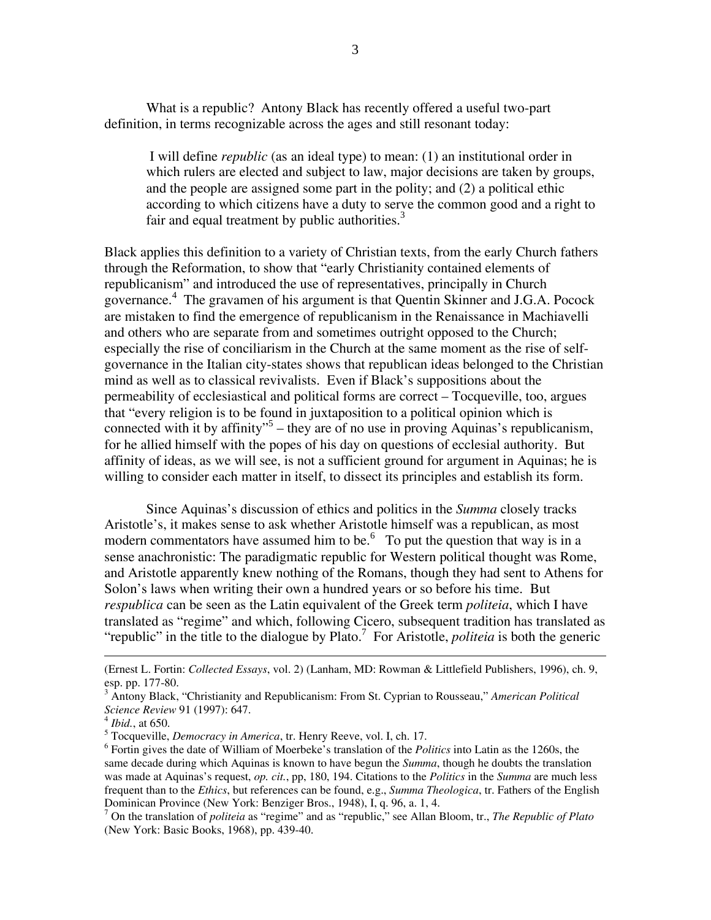What is a republic? Antony Black has recently offered a useful two-part definition, in terms recognizable across the ages and still resonant today:

> I will define *republic* (as an ideal type) to mean: (1) an institutional order in which rulers are elected and subject to law, major decisions are taken by groups, and the people are assigned some part in the polity; and (2) a political ethic according to which citizens have a duty to serve the common good and a right to fair and equal treatment by public authorities.[3]

Black applies this definition to a variety of Christian texts, from the early Church fathers through the Reformation, to show that "early Christianity contained elements of republicanism" and introduced the use of representatives, principally in Church governance.[4] The gravamen of his argument is that Quentin Skinner and J.G.A. Pocock are mistaken to find the emergence of republicanism in the Renaissance in Machiavelli and others who are separate from and sometimes outright opposed to the Church; especially the rise of conciliarism in the Church at the same moment as the rise of self-governance in the Italian city-states shows that republican ideas belonged to the Christian mind as well as to classical revivalists. Even if Black's suppositions about the permeability of ecclesiastical and political forms are correct – Tocqueville, too, argues that "every religion is to be found in juxtaposition to a political opinion which is connected with it by affinity"[5] – they are of no use in proving Aquinas's republicanism, for he allied himself with the popes of his day on questions of ecclesial authority. But affinity of ideas, as we will see, is not a sufficient ground for argument in Aquinas; he is willing to consider each matter in itself, to dissect its principles and establish its form.

Since Aquinas's discussion of ethics and politics in the *Summa* closely tracks Aristotle's, it makes sense to ask whether Aristotle himself was a republican, as most modern commentators have assumed him to be.[6] To put the question that way is in a sense anachronistic: The paradigmatic republic for Western political thought was Rome, and Aristotle apparently knew nothing of the Romans, though they had sent to Athens for Solon's laws when writing their own a hundred years or so before his time. But *respublica* can be seen as the Latin equivalent of the Greek term *politeia*, which I have translated as "regime" and which, following Cicero, subsequent tradition has translated as "republic" in the title to the dialogue by Plato.[7] For Aristotle, *politeia* is both the generic

---

(Ernest L. Fortin: *Collected Essays*, vol. 2) (Lanham, MD: Rowman & Littlefield Publishers, 1996), ch. 9, esp. pp. 177-80.

[3] Antony Black, "Christianity and Republicanism: From St. Cyprian to Rousseau," *American Political Science Review* 91 (1997): 647.

[4] *Ibid.*, at 650.

[5] Tocqueville, *Democracy in America*, tr. Henry Reeve, vol. I, ch. 17.

[6] Fortin gives the date of William of Moerbeke's translation of the *Politics* into Latin as the 1260s, the same decade during which Aquinas is known to have begun the *Summa*, though he doubts the translation was made at Aquinas's request, *op. cit.*, pp, 180, 194. Citations to the *Politics* in the *Summa* are much less frequent than to the *Ethics*, but references can be found, e.g., *Summa Theologica*, tr. Fathers of the English Dominican Province (New York: Benziger Bros., 1948), I, q. 96, a. 1, 4.

[7] On the translation of *politeia* as "regime" and as "republic," see Allan Bloom, tr., *The Republic of Plato* (New York: Basic Books, 1968), pp. 439-40.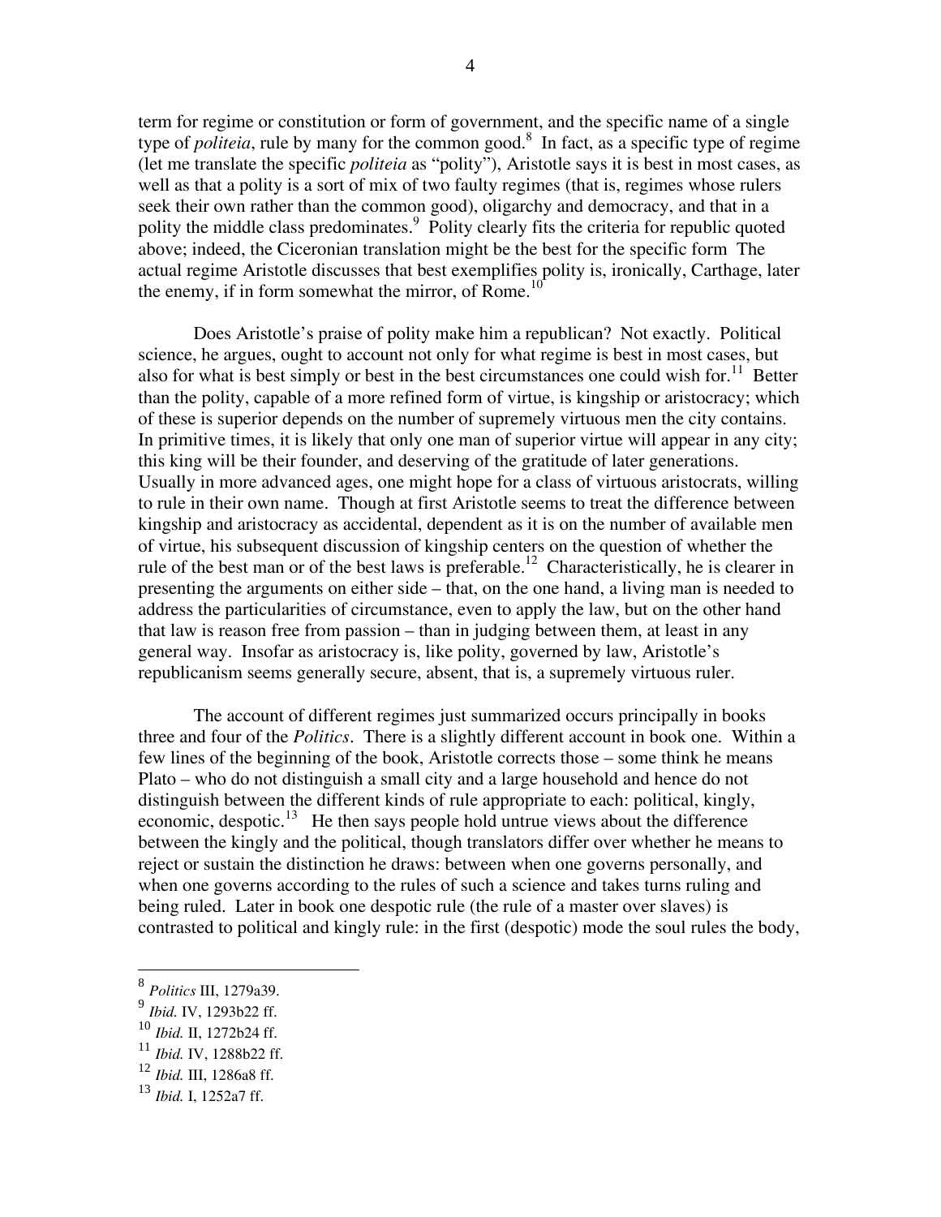term for regime or constitution or form of government, and the specific name of a single type of *politeia*, rule by many for the common good.[8] In fact, as a specific type of regime (let me translate the specific *politeia* as "polity"), Aristotle says it is best in most cases, as well as that a polity is a sort of mix of two faulty regimes (that is, regimes whose rulers seek their own rather than the common good), oligarchy and democracy, and that in a polity the middle class predominates.[9] Polity clearly fits the criteria for republic quoted above; indeed, the Ciceronian translation might be the best for the specific form The actual regime Aristotle discusses that best exemplifies polity is, ironically, Carthage, later the enemy, if in form somewhat the mirror, of Rome.[10]

Does Aristotle's praise of polity make him a republican? Not exactly. Political science, he argues, ought to account not only for what regime is best in most cases, but also for what is best simply or best in the best circumstances one could wish for.[11] Better than the polity, capable of a more refined form of virtue, is kingship or aristocracy; which of these is superior depends on the number of supremely virtuous men the city contains. In primitive times, it is likely that only one man of superior virtue will appear in any city; this king will be their founder, and deserving of the gratitude of later generations. Usually in more advanced ages, one might hope for a class of virtuous aristocrats, willing to rule in their own name. Though at first Aristotle seems to treat the difference between kingship and aristocracy as accidental, dependent as it is on the number of available men of virtue, his subsequent discussion of kingship centers on the question of whether the rule of the best man or of the best laws is preferable.[12] Characteristically, he is clearer in presenting the arguments on either side – that, on the one hand, a living man is needed to address the particularities of circumstance, even to apply the law, but on the other hand that law is reason free from passion – than in judging between them, at least in any general way. Insofar as aristocracy is, like polity, governed by law, Aristotle's republicanism seems generally secure, absent, that is, a supremely virtuous ruler.

The account of different regimes just summarized occurs principally in books three and four of the *Politics*. There is a slightly different account in book one. Within a few lines of the beginning of the book, Aristotle corrects those – some think he means Plato – who do not distinguish a small city and a large household and hence do not distinguish between the different kinds of rule appropriate to each: political, kingly, economic, despotic.[13] He then says people hold untrue views about the difference between the kingly and the political, though translators differ over whether he means to reject or sustain the distinction he draws: between when one governs personally, and when one governs according to the rules of such a science and takes turns ruling and being ruled. Later in book one despotic rule (the rule of a master over slaves) is contrasted to political and kingly rule: in the first (despotic) mode the soul rules the body,

---

[8] *Politics* III, 1279a39.

[9] *Ibid.* IV, 1293b22 ff.

[10] *Ibid.* II, 1272b24 ff.

[11] *Ibid.* IV, 1288b22 ff.

[12] *Ibid.* III, 1286a8 ff.

[13] *Ibid.* I, 1252a7 ff.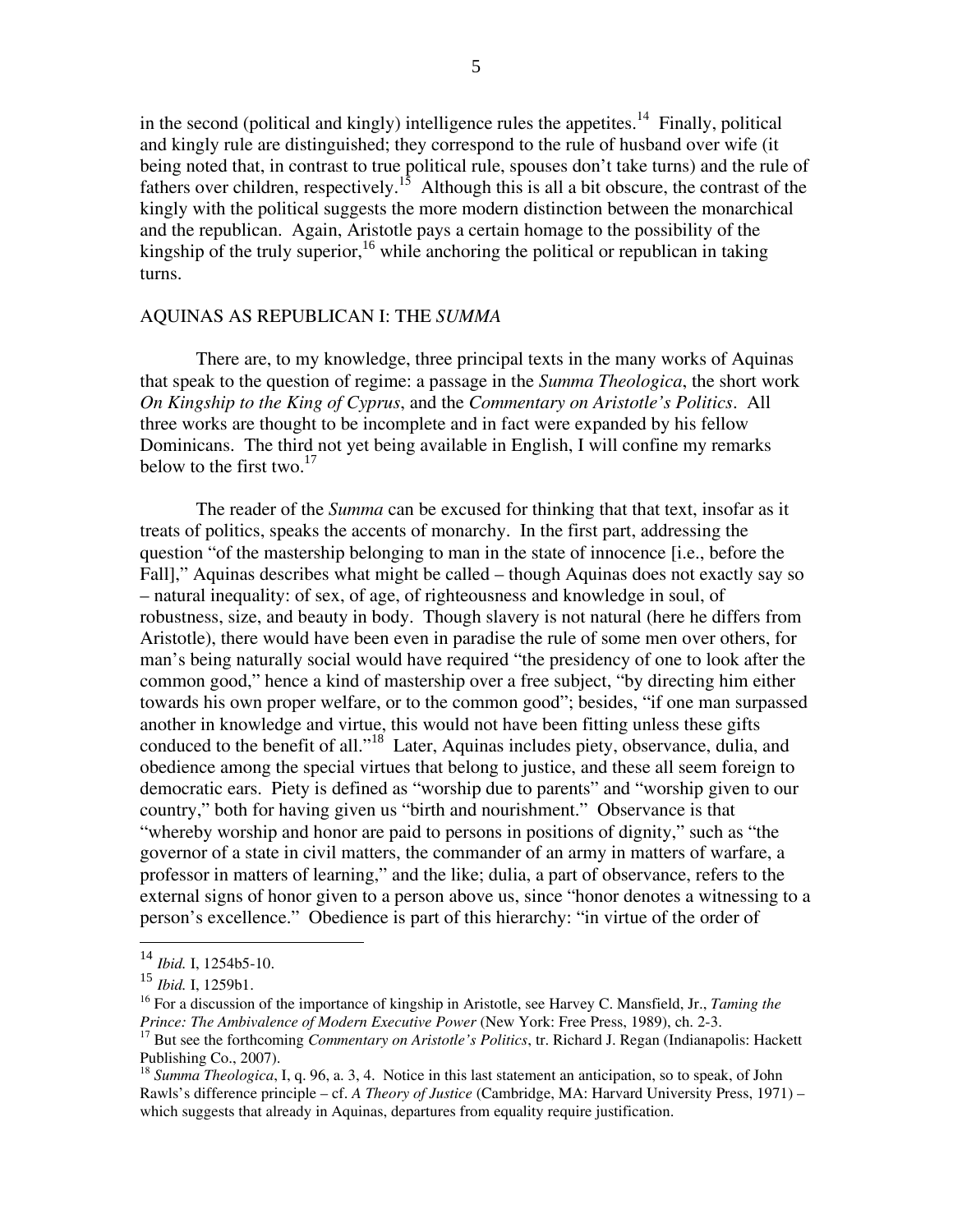in the second (political and kingly) intelligence rules the appetites.[14] Finally, political and kingly rule are distinguished; they correspond to the rule of husband over wife (it being noted that, in contrast to true political rule, spouses don't take turns) and the rule of fathers over children, respectively.[15] Although this is all a bit obscure, the contrast of the kingly with the political suggests the more modern distinction between the monarchical and the republican. Again, Aristotle pays a certain homage to the possibility of the kingship of the truly superior,[16] while anchoring the political or republican in taking turns.

## AQUINAS AS REPUBLICAN I: THE *SUMMA*

There are, to my knowledge, three principal texts in the many works of Aquinas that speak to the question of regime: a passage in the *Summa Theologica*, the short work *On Kingship to the King of Cyprus*, and the *Commentary on Aristotle's Politics*. All three works are thought to be incomplete and in fact were expanded by his fellow Dominicans. The third not yet being available in English, I will confine my remarks below to the first two.[17]

The reader of the *Summa* can be excused for thinking that that text, insofar as it treats of politics, speaks the accents of monarchy. In the first part, addressing the question "of the mastership belonging to man in the state of innocence [i.e., before the Fall]," Aquinas describes what might be called – though Aquinas does not exactly say so – natural inequality: of sex, of age, of righteousness and knowledge in soul, of robustness, size, and beauty in body. Though slavery is not natural (here he differs from Aristotle), there would have been even in paradise the rule of some men over others, for man's being naturally social would have required "the presidency of one to look after the common good," hence a kind of mastership over a free subject, "by directing him either towards his own proper welfare, or to the common good"; besides, "if one man surpassed another in knowledge and virtue, this would not have been fitting unless these gifts conduced to the benefit of all."[18] Later, Aquinas includes piety, observance, dulia, and obedience among the special virtues that belong to justice, and these all seem foreign to democratic ears. Piety is defined as "worship due to parents" and "worship given to our country," both for having given us "birth and nourishment." Observance is that "whereby worship and honor are paid to persons in positions of dignity," such as "the governor of a state in civil matters, the commander of an army in matters of warfare, a professor in matters of learning," and the like; dulia, a part of observance, refers to the external signs of honor given to a person above us, since "honor denotes a witnessing to a person's excellence." Obedience is part of this hierarchy: "in virtue of the order of

---

[14] *Ibid.* I, 1254b5-10.

[15] *Ibid.* I, 1259b1.

[16] For a discussion of the importance of kingship in Aristotle, see Harvey C. Mansfield, Jr., *Taming the Prince: The Ambivalence of Modern Executive Power* (New York: Free Press, 1989), ch. 2-3.

[17] But see the forthcoming *Commentary on Aristotle's Politics*, tr. Richard J. Regan (Indianapolis: Hackett Publishing Co., 2007).

[18] *Summa Theologica*, I, q. 96, a. 3, 4. Notice in this last statement an anticipation, so to speak, of John Rawls's difference principle – cf. *A Theory of Justice* (Cambridge, MA: Harvard University Press, 1971) – which suggests that already in Aquinas, departures from equality require justification.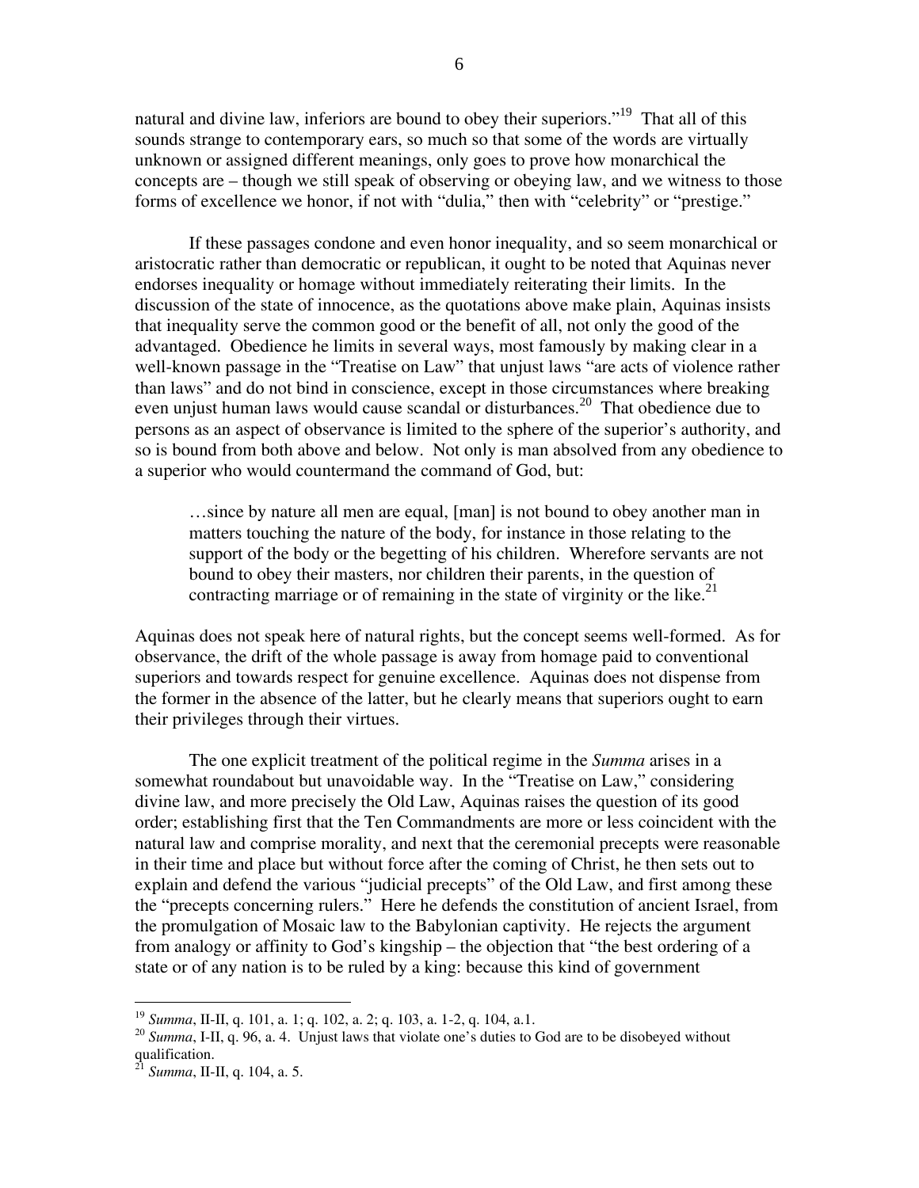natural and divine law, inferiors are bound to obey their superiors."[19] That all of this sounds strange to contemporary ears, so much so that some of the words are virtually unknown or assigned different meanings, only goes to prove how monarchical the concepts are – though we still speak of observing or obeying law, and we witness to those forms of excellence we honor, if not with "dulia," then with "celebrity" or "prestige."

If these passages condone and even honor inequality, and so seem monarchical or aristocratic rather than democratic or republican, it ought to be noted that Aquinas never endorses inequality or homage without immediately reiterating their limits. In the discussion of the state of innocence, as the quotations above make plain, Aquinas insists that inequality serve the common good or the benefit of all, not only the good of the advantaged. Obedience he limits in several ways, most famously by making clear in a well-known passage in the "Treatise on Law" that unjust laws "are acts of violence rather than laws" and do not bind in conscience, except in those circumstances where breaking even unjust human laws would cause scandal or disturbances.[20] That obedience due to persons as an aspect of observance is limited to the sphere of the superior's authority, and so is bound from both above and below. Not only is man absolved from any obedience to a superior who would countermand the command of God, but:

> …since by nature all men are equal, [man] is not bound to obey another man in matters touching the nature of the body, for instance in those relating to the support of the body or the begetting of his children. Wherefore servants are not bound to obey their masters, nor children their parents, in the question of contracting marriage or of remaining in the state of virginity or the like.[21]

Aquinas does not speak here of natural rights, but the concept seems well-formed. As for observance, the drift of the whole passage is away from homage paid to conventional superiors and towards respect for genuine excellence. Aquinas does not dispense from the former in the absence of the latter, but he clearly means that superiors ought to earn their privileges through their virtues.

The one explicit treatment of the political regime in the *Summa* arises in a somewhat roundabout but unavoidable way. In the "Treatise on Law," considering divine law, and more precisely the Old Law, Aquinas raises the question of its good order; establishing first that the Ten Commandments are more or less coincident with the natural law and comprise morality, and next that the ceremonial precepts were reasonable in their time and place but without force after the coming of Christ, he then sets out to explain and defend the various "judicial precepts" of the Old Law, and first among these the "precepts concerning rulers." Here he defends the constitution of ancient Israel, from the promulgation of Mosaic law to the Babylonian captivity. He rejects the argument from analogy or affinity to God's kingship – the objection that "the best ordering of a state or of any nation is to be ruled by a king: because this kind of government

---

[19] *Summa*, II-II, q. 101, a. 1; q. 102, a. 2; q. 103, a. 1-2, q. 104, a.1.

[20] *Summa*, I-II, q. 96, a. 4. Unjust laws that violate one's duties to God are to be disobeyed without qualification.

[21] *Summa*, II-II, q. 104, a. 5.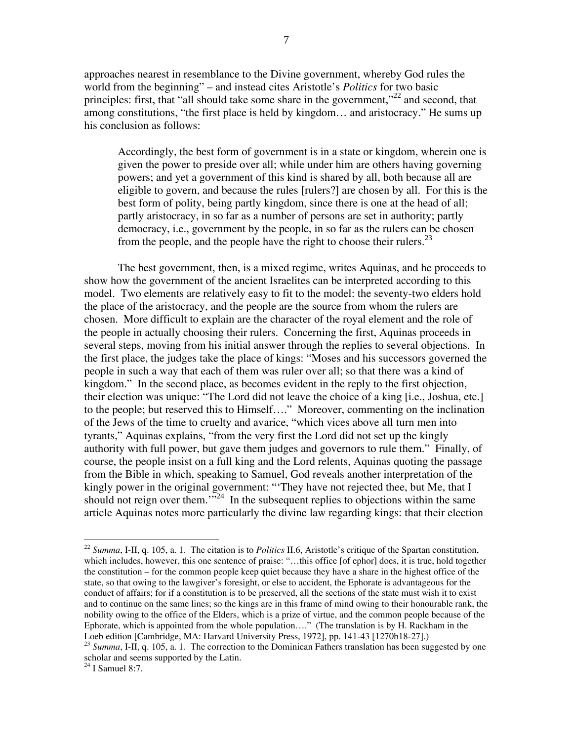approaches nearest in resemblance to the Divine government, whereby God rules the world from the beginning" – and instead cites Aristotle's *Politics* for two basic principles: first, that "all should take some share in the government,"[22] and second, that among constitutions, "the first place is held by kingdom… and aristocracy." He sums up his conclusion as follows:

> Accordingly, the best form of government is in a state or kingdom, wherein one is given the power to preside over all; while under him are others having governing powers; and yet a government of this kind is shared by all, both because all are eligible to govern, and because the rules [rulers?] are chosen by all. For this is the best form of polity, being partly kingdom, since there is one at the head of all; partly aristocracy, in so far as a number of persons are set in authority; partly democracy, i.e., government by the people, in so far as the rulers can be chosen from the people, and the people have the right to choose their rulers.[23]

The best government, then, is a mixed regime, writes Aquinas, and he proceeds to show how the government of the ancient Israelites can be interpreted according to this model. Two elements are relatively easy to fit to the model: the seventy-two elders hold the place of the aristocracy, and the people are the source from whom the rulers are chosen. More difficult to explain are the character of the royal element and the role of the people in actually choosing their rulers. Concerning the first, Aquinas proceeds in several steps, moving from his initial answer through the replies to several objections. In the first place, the judges take the place of kings: "Moses and his successors governed the people in such a way that each of them was ruler over all; so that there was a kind of kingdom." In the second place, as becomes evident in the reply to the first objection, their election was unique: "The Lord did not leave the choice of a king [i.e., Joshua, etc.] to the people; but reserved this to Himself…." Moreover, commenting on the inclination of the Jews of the time to cruelty and avarice, "which vices above all turn men into tyrants," Aquinas explains, "from the very first the Lord did not set up the kingly authority with full power, but gave them judges and governors to rule them." Finally, of course, the people insist on a full king and the Lord relents, Aquinas quoting the passage from the Bible in which, speaking to Samuel, God reveals another interpretation of the kingly power in the original government: "'They have not rejected thee, but Me, that I should not reign over them.'"[24] In the subsequent replies to objections within the same article Aquinas notes more particularly the divine law regarding kings: that their election

---

[22] *Summa*, I-II, q. 105, a. 1. The citation is to *Politics* II.6, Aristotle's critique of the Spartan constitution, which includes, however, this one sentence of praise: "…this office [of ephor] does, it is true, hold together the constitution – for the common people keep quiet because they have a share in the highest office of the state, so that owing to the lawgiver's foresight, or else to accident, the Ephorate is advantageous for the conduct of affairs; for if a constitution is to be preserved, all the sections of the state must wish it to exist and to continue on the same lines; so the kings are in this frame of mind owing to their honourable rank, the nobility owing to the office of the Elders, which is a prize of virtue, and the common people because of the Ephorate, which is appointed from the whole population…." (The translation is by H. Rackham in the Loeb edition [Cambridge, MA: Harvard University Press, 1972], pp. 141-43 [1270b18-27].)

[23] *Summa*, I-II, q. 105, a. 1. The correction to the Dominican Fathers translation has been suggested by one scholar and seems supported by the Latin.

[24] I Samuel 8:7.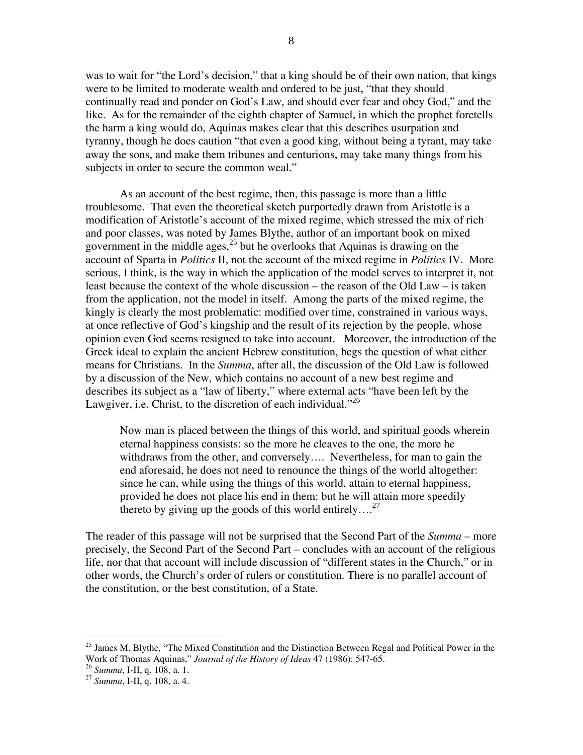was to wait for "the Lord's decision," that a king should be of their own nation, that kings were to be limited to moderate wealth and ordered to be just, "that they should continually read and ponder on God's Law, and should ever fear and obey God," and the like. As for the remainder of the eighth chapter of Samuel, in which the prophet foretells the harm a king would do, Aquinas makes clear that this describes usurpation and tyranny, though he does caution "that even a good king, without being a tyrant, may take away the sons, and make them tribunes and centurions, may take many things from his subjects in order to secure the common weal."

As an account of the best regime, then, this passage is more than a little troublesome. That even the theoretical sketch purportedly drawn from Aristotle is a modification of Aristotle's account of the mixed regime, which stressed the mix of rich and poor classes, was noted by James Blythe, author of an important book on mixed government in the middle ages,[25] but he overlooks that Aquinas is drawing on the account of Sparta in *Politics* II, not the account of the mixed regime in *Politics* IV. More serious, I think, is the way in which the application of the model serves to interpret it, not least because the context of the whole discussion – the reason of the Old Law – is taken from the application, not the model in itself. Among the parts of the mixed regime, the kingly is clearly the most problematic: modified over time, constrained in various ways, at once reflective of God's kingship and the result of its rejection by the people, whose opinion even God seems resigned to take into account. Moreover, the introduction of the Greek ideal to explain the ancient Hebrew constitution, begs the question of what either means for Christians. In the *Summa*, after all, the discussion of the Old Law is followed by a discussion of the New, which contains no account of a new best regime and describes its subject as a "law of liberty," where external acts "have been left by the Lawgiver, i.e. Christ, to the discretion of each individual."[26]

> Now man is placed between the things of this world, and spiritual goods wherein eternal happiness consists: so the more he cleaves to the one, the more he withdraws from the other, and conversely…. Nevertheless, for man to gain the end aforesaid, he does not need to renounce the things of the world altogether: since he can, while using the things of this world, attain to eternal happiness, provided he does not place his end in them: but he will attain more speedily thereto by giving up the goods of this world entirely….[27]

The reader of this passage will not be surprised that the Second Part of the *Summa* – more precisely, the Second Part of the Second Part – concludes with an account of the religious life, nor that that account will include discussion of "different states in the Church," or in other words, the Church's order of rulers or constitution. There is no parallel account of the constitution, or the best constitution, of a State.

---

[25] James M. Blythe, "The Mixed Constitution and the Distinction Between Regal and Political Power in the Work of Thomas Aquinas," *Journal of the History of Ideas* 47 (1986): 547-65.

[26] *Summa*, I-II, q. 108, a. 1.

[27] *Summa*, I-II, q. 108, a. 4.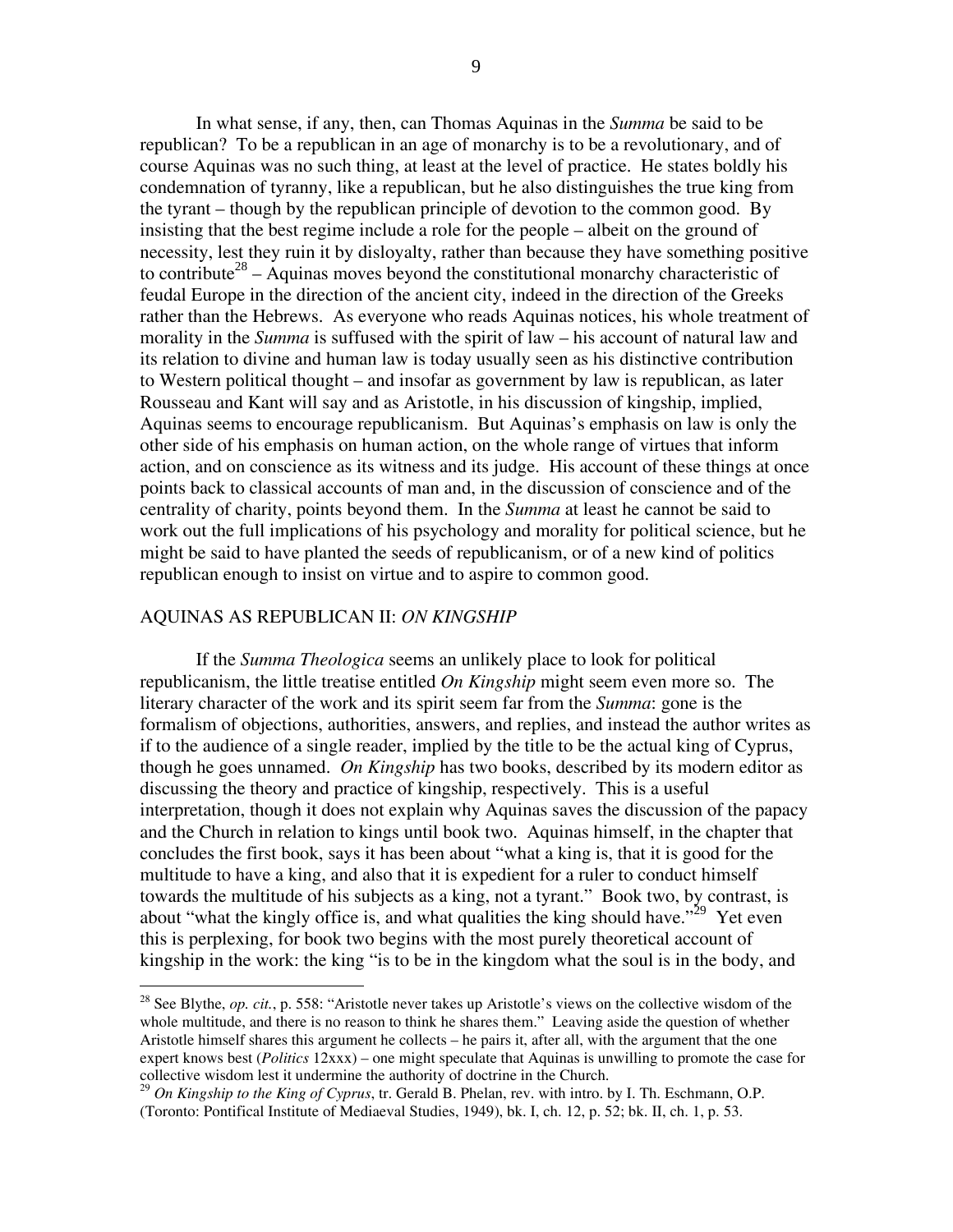In what sense, if any, then, can Thomas Aquinas in the *Summa* be said to be republican? To be a republican in an age of monarchy is to be a revolutionary, and of course Aquinas was no such thing, at least at the level of practice. He states boldly his condemnation of tyranny, like a republican, but he also distinguishes the true king from the tyrant – though by the republican principle of devotion to the common good. By insisting that the best regime include a role for the people – albeit on the ground of necessity, lest they ruin it by disloyalty, rather than because they have something positive to contribute[28] – Aquinas moves beyond the constitutional monarchy characteristic of feudal Europe in the direction of the ancient city, indeed in the direction of the Greeks rather than the Hebrews. As everyone who reads Aquinas notices, his whole treatment of morality in the *Summa* is suffused with the spirit of law – his account of natural law and its relation to divine and human law is today usually seen as his distinctive contribution to Western political thought – and insofar as government by law is republican, as later Rousseau and Kant will say and as Aristotle, in his discussion of kingship, implied, Aquinas seems to encourage republicanism. But Aquinas's emphasis on law is only the other side of his emphasis on human action, on the whole range of virtues that inform action, and on conscience as its witness and its judge. His account of these things at once points back to classical accounts of man and, in the discussion of conscience and of the centrality of charity, points beyond them. In the *Summa* at least he cannot be said to work out the full implications of his psychology and morality for political science, but he might be said to have planted the seeds of republicanism, or of a new kind of politics republican enough to insist on virtue and to aspire to common good.

## AQUINAS AS REPUBLICAN II: *ON KINGSHIP*

If the *Summa Theologica* seems an unlikely place to look for political republicanism, the little treatise entitled *On Kingship* might seem even more so. The literary character of the work and its spirit seem far from the *Summa*: gone is the formalism of objections, authorities, answers, and replies, and instead the author writes as if to the audience of a single reader, implied by the title to be the actual king of Cyprus, though he goes unnamed. *On Kingship* has two books, described by its modern editor as discussing the theory and practice of kingship, respectively. This is a useful interpretation, though it does not explain why Aquinas saves the discussion of the papacy and the Church in relation to kings until book two. Aquinas himself, in the chapter that concludes the first book, says it has been about "what a king is, that it is good for the multitude to have a king, and also that it is expedient for a ruler to conduct himself towards the multitude of his subjects as a king, not a tyrant." Book two, by contrast, is about "what the kingly office is, and what qualities the king should have."[29] Yet even this is perplexing, for book two begins with the most purely theoretical account of kingship in the work: the king "is to be in the kingdom what the soul is in the body, and

---

[28] See Blythe, *op. cit.*, p. 558: "Aristotle never takes up Aristotle's views on the collective wisdom of the whole multitude, and there is no reason to think he shares them." Leaving aside the question of whether Aristotle himself shares this argument he collects – he pairs it, after all, with the argument that the one expert knows best (*Politics* 12xxx) – one might speculate that Aquinas is unwilling to promote the case for collective wisdom lest it undermine the authority of doctrine in the Church.

[29] *On Kingship to the King of Cyprus*, tr. Gerald B. Phelan, rev. with intro. by I. Th. Eschmann, O.P. (Toronto: Pontifical Institute of Mediaeval Studies, 1949), bk. I, ch. 12, p. 52; bk. II, ch. 1, p. 53.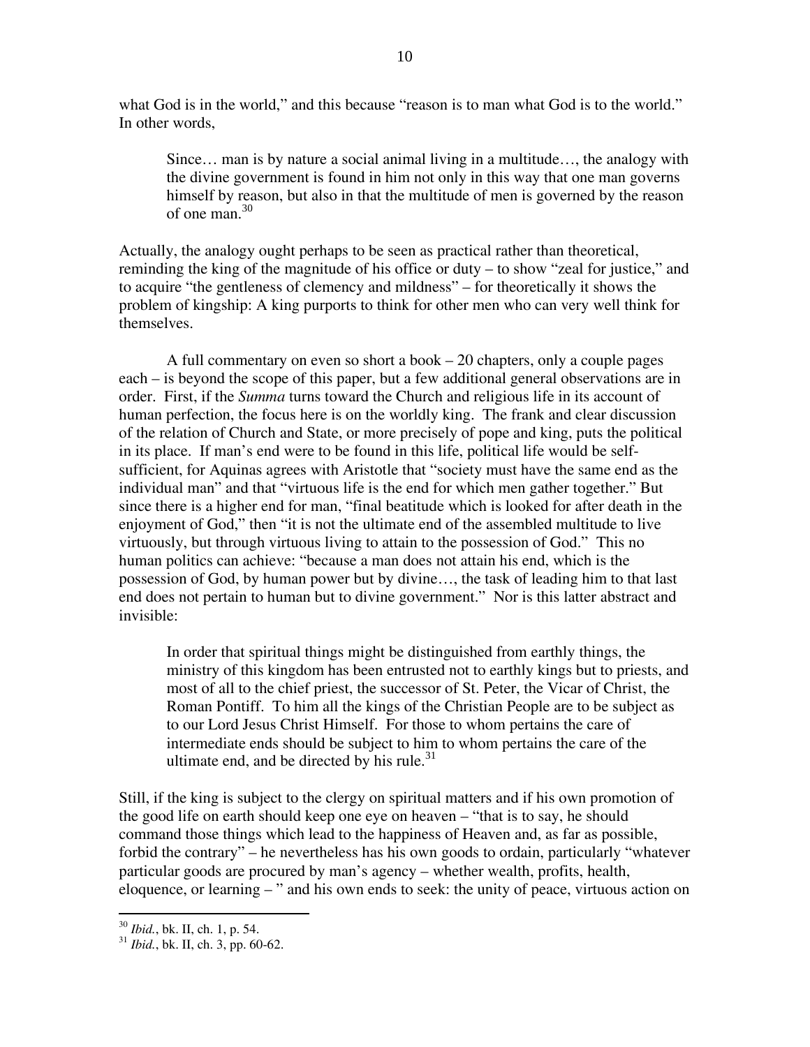what God is in the world," and this because "reason is to man what God is to the world." In other words,

> Since… man is by nature a social animal living in a multitude…, the analogy with the divine government is found in him not only in this way that one man governs himself by reason, but also in that the multitude of men is governed by the reason of one man.[30]

Actually, the analogy ought perhaps to be seen as practical rather than theoretical, reminding the king of the magnitude of his office or duty – to show "zeal for justice," and to acquire "the gentleness of clemency and mildness" – for theoretically it shows the problem of kingship: A king purports to think for other men who can very well think for themselves.

A full commentary on even so short a book – 20 chapters, only a couple pages each – is beyond the scope of this paper, but a few additional general observations are in order. First, if the *Summa* turns toward the Church and religious life in its account of human perfection, the focus here is on the worldly king. The frank and clear discussion of the relation of Church and State, or more precisely of pope and king, puts the political in its place. If man's end were to be found in this life, political life would be self-sufficient, for Aquinas agrees with Aristotle that "society must have the same end as the individual man" and that "virtuous life is the end for which men gather together." But since there is a higher end for man, "final beatitude which is looked for after death in the enjoyment of God," then "it is not the ultimate end of the assembled multitude to live virtuously, but through virtuous living to attain to the possession of God." This no human politics can achieve: "because a man does not attain his end, which is the possession of God, by human power but by divine…, the task of leading him to that last end does not pertain to human but to divine government." Nor is this latter abstract and invisible:

> In order that spiritual things might be distinguished from earthly things, the ministry of this kingdom has been entrusted not to earthly kings but to priests, and most of all to the chief priest, the successor of St. Peter, the Vicar of Christ, the Roman Pontiff. To him all the kings of the Christian People are to be subject as to our Lord Jesus Christ Himself. For those to whom pertains the care of intermediate ends should be subject to him to whom pertains the care of the ultimate end, and be directed by his rule.[31]

Still, if the king is subject to the clergy on spiritual matters and if his own promotion of the good life on earth should keep one eye on heaven – "that is to say, he should command those things which lead to the happiness of Heaven and, as far as possible, forbid the contrary" – he nevertheless has his own goods to ordain, particularly "whatever particular goods are procured by man's agency – whether wealth, profits, health, eloquence, or learning – " and his own ends to seek: the unity of peace, virtuous action on

---

[30] *Ibid.*, bk. II, ch. 1, p. 54.

[31] *Ibid.*, bk. II, ch. 3, pp. 60-62.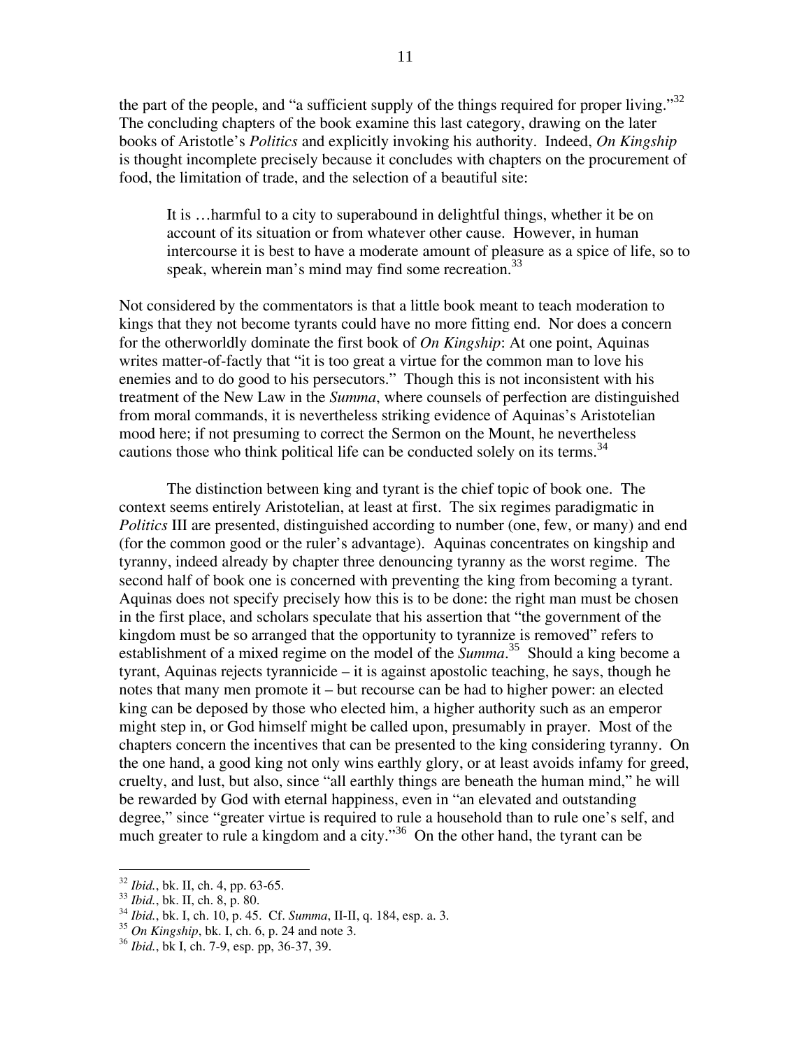the part of the people, and "a sufficient supply of the things required for proper living."[32] The concluding chapters of the book examine this last category, drawing on the later books of Aristotle's *Politics* and explicitly invoking his authority. Indeed, *On Kingship* is thought incomplete precisely because it concludes with chapters on the procurement of food, the limitation of trade, and the selection of a beautiful site:

> It is …harmful to a city to superabound in delightful things, whether it be on account of its situation or from whatever other cause. However, in human intercourse it is best to have a moderate amount of pleasure as a spice of life, so to speak, wherein man's mind may find some recreation.[33]

Not considered by the commentators is that a little book meant to teach moderation to kings that they not become tyrants could have no more fitting end. Nor does a concern for the otherworldly dominate the first book of *On Kingship*: At one point, Aquinas writes matter-of-factly that "it is too great a virtue for the common man to love his enemies and to do good to his persecutors." Though this is not inconsistent with his treatment of the New Law in the *Summa*, where counsels of perfection are distinguished from moral commands, it is nevertheless striking evidence of Aquinas's Aristotelian mood here; if not presuming to correct the Sermon on the Mount, he nevertheless cautions those who think political life can be conducted solely on its terms.[34]

The distinction between king and tyrant is the chief topic of book one. The context seems entirely Aristotelian, at least at first. The six regimes paradigmatic in *Politics* III are presented, distinguished according to number (one, few, or many) and end (for the common good or the ruler's advantage). Aquinas concentrates on kingship and tyranny, indeed already by chapter three denouncing tyranny as the worst regime. The second half of book one is concerned with preventing the king from becoming a tyrant. Aquinas does not specify precisely how this is to be done: the right man must be chosen in the first place, and scholars speculate that his assertion that "the government of the kingdom must be so arranged that the opportunity to tyrannize is removed" refers to establishment of a mixed regime on the model of the *Summa*.[35] Should a king become a tyrant, Aquinas rejects tyrannicide – it is against apostolic teaching, he says, though he notes that many men promote it – but recourse can be had to higher power: an elected king can be deposed by those who elected him, a higher authority such as an emperor might step in, or God himself might be called upon, presumably in prayer. Most of the chapters concern the incentives that can be presented to the king considering tyranny. On the one hand, a good king not only wins earthly glory, or at least avoids infamy for greed, cruelty, and lust, but also, since "all earthly things are beneath the human mind," he will be rewarded by God with eternal happiness, even in "an elevated and outstanding degree," since "greater virtue is required to rule a household than to rule one's self, and much greater to rule a kingdom and a city."[36] On the other hand, the tyrant can be

---

[32] *Ibid.*, bk. II, ch. 4, pp. 63-65.

[33] *Ibid.*, bk. II, ch. 8, p. 80.

[34] *Ibid.*, bk. I, ch. 10, p. 45. Cf. *Summa*, II-II, q. 184, esp. a. 3.

[35] *On Kingship*, bk. I, ch. 6, p. 24 and note 3.

[36] *Ibid.*, bk I, ch. 7-9, esp. pp, 36-37, 39.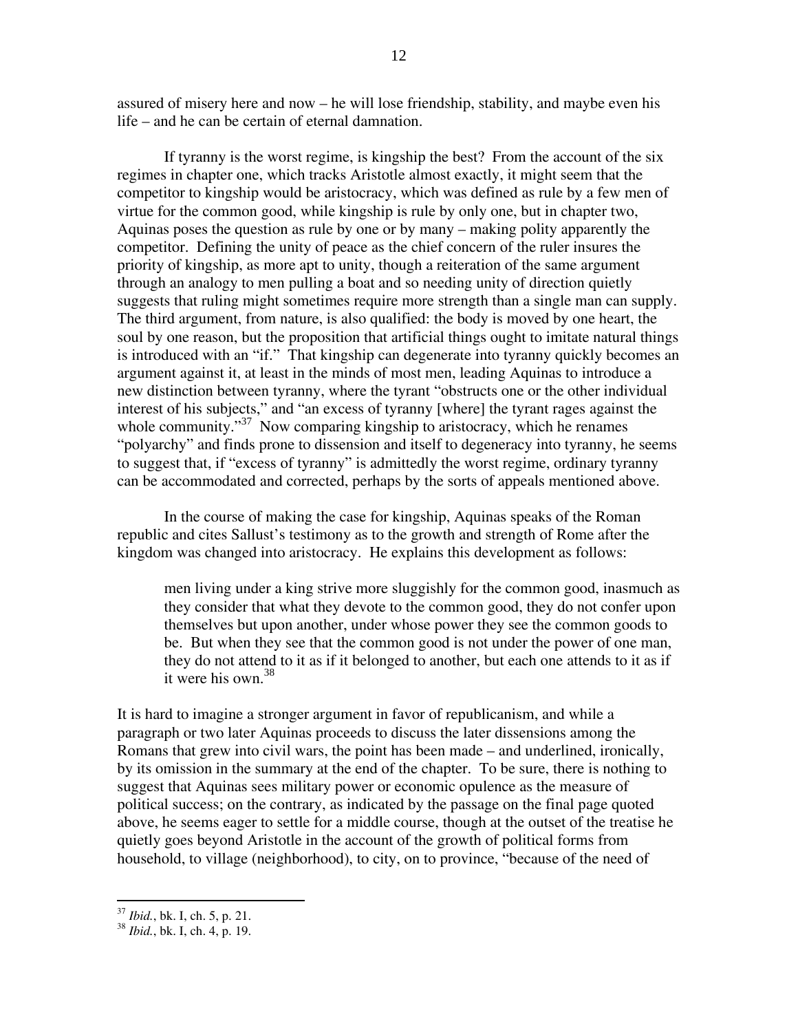assured of misery here and now – he will lose friendship, stability, and maybe even his life – and he can be certain of eternal damnation.

If tyranny is the worst regime, is kingship the best? From the account of the six regimes in chapter one, which tracks Aristotle almost exactly, it might seem that the competitor to kingship would be aristocracy, which was defined as rule by a few men of virtue for the common good, while kingship is rule by only one, but in chapter two, Aquinas poses the question as rule by one or by many – making polity apparently the competitor. Defining the unity of peace as the chief concern of the ruler insures the priority of kingship, as more apt to unity, though a reiteration of the same argument through an analogy to men pulling a boat and so needing unity of direction quietly suggests that ruling might sometimes require more strength than a single man can supply. The third argument, from nature, is also qualified: the body is moved by one heart, the soul by one reason, but the proposition that artificial things ought to imitate natural things is introduced with an "if." That kingship can degenerate into tyranny quickly becomes an argument against it, at least in the minds of most men, leading Aquinas to introduce a new distinction between tyranny, where the tyrant "obstructs one or the other individual interest of his subjects," and "an excess of tyranny [where] the tyrant rages against the whole community."[37] Now comparing kingship to aristocracy, which he renames "polyarchy" and finds prone to dissension and itself to degeneracy into tyranny, he seems to suggest that, if "excess of tyranny" is admittedly the worst regime, ordinary tyranny can be accommodated and corrected, perhaps by the sorts of appeals mentioned above.

In the course of making the case for kingship, Aquinas speaks of the Roman republic and cites Sallust's testimony as to the growth and strength of Rome after the kingdom was changed into aristocracy. He explains this development as follows:

> men living under a king strive more sluggishly for the common good, inasmuch as they consider that what they devote to the common good, they do not confer upon themselves but upon another, under whose power they see the common goods to be. But when they see that the common good is not under the power of one man, they do not attend to it as if it belonged to another, but each one attends to it as if it were his own.[38]

It is hard to imagine a stronger argument in favor of republicanism, and while a paragraph or two later Aquinas proceeds to discuss the later dissensions among the Romans that grew into civil wars, the point has been made – and underlined, ironically, by its omission in the summary at the end of the chapter. To be sure, there is nothing to suggest that Aquinas sees military power or economic opulence as the measure of political success; on the contrary, as indicated by the passage on the final page quoted above, he seems eager to settle for a middle course, though at the outset of the treatise he quietly goes beyond Aristotle in the account of the growth of political forms from household, to village (neighborhood), to city, on to province, "because of the need of

---

[37] *Ibid.*, bk. I, ch. 5, p. 21.

[38] *Ibid.*, bk. I, ch. 4, p. 19.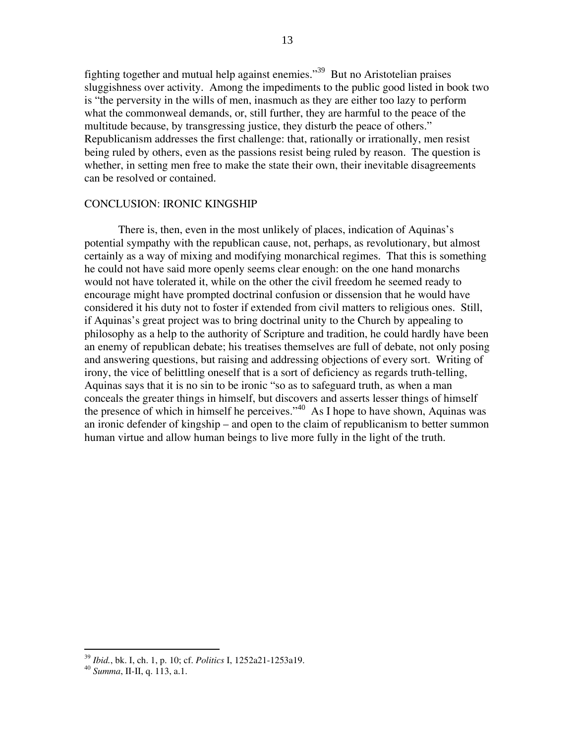fighting together and mutual help against enemies."[39] But no Aristotelian praises sluggishness over activity. Among the impediments to the public good listed in book two is "the perversity in the wills of men, inasmuch as they are either too lazy to perform what the commonweal demands, or, still further, they are harmful to the peace of the multitude because, by transgressing justice, they disturb the peace of others." Republicanism addresses the first challenge: that, rationally or irrationally, men resist being ruled by others, even as the passions resist being ruled by reason. The question is whether, in setting men free to make the state their own, their inevitable disagreements can be resolved or contained.

## CONCLUSION: IRONIC KINGSHIP

There is, then, even in the most unlikely of places, indication of Aquinas's potential sympathy with the republican cause, not, perhaps, as revolutionary, but almost certainly as a way of mixing and modifying monarchical regimes. That this is something he could not have said more openly seems clear enough: on the one hand monarchs would not have tolerated it, while on the other the civil freedom he seemed ready to encourage might have prompted doctrinal confusion or dissension that he would have considered it his duty not to foster if extended from civil matters to religious ones. Still, if Aquinas's great project was to bring doctrinal unity to the Church by appealing to philosophy as a help to the authority of Scripture and tradition, he could hardly have been an enemy of republican debate; his treatises themselves are full of debate, not only posing and answering questions, but raising and addressing objections of every sort. Writing of irony, the vice of belittling oneself that is a sort of deficiency as regards truth-telling, Aquinas says that it is no sin to be ironic "so as to safeguard truth, as when a man conceals the greater things in himself, but discovers and asserts lesser things of himself the presence of which in himself he perceives."[40] As I hope to have shown, Aquinas was an ironic defender of kingship – and open to the claim of republicanism to better summon human virtue and allow human beings to live more fully in the light of the truth.

---

[39] *Ibid.*, bk. I, ch. 1, p. 10; cf. *Politics* I, 1252a21-1253a19.

[40] *Summa*, II-II, q. 113, a.1.